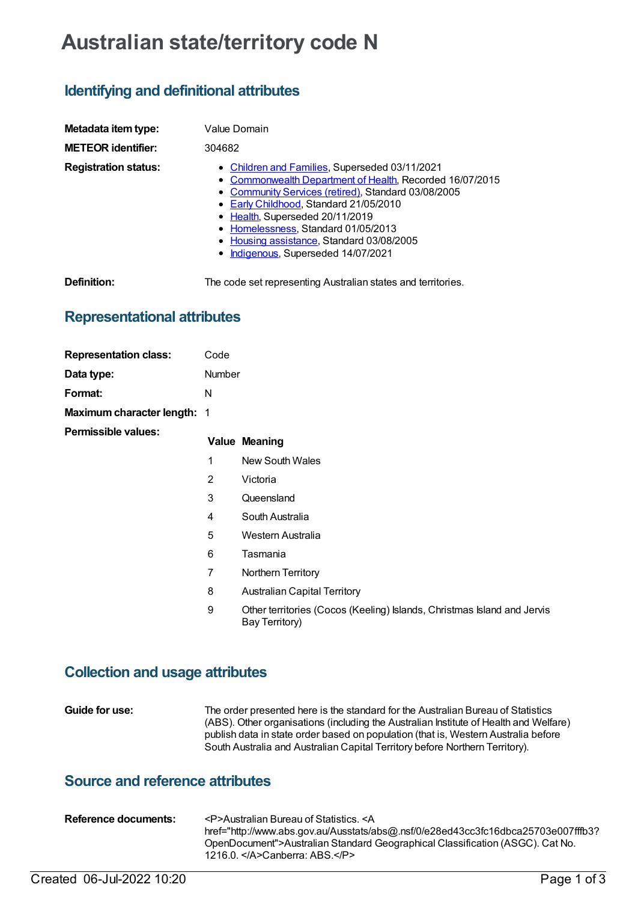# Australian state/territory code N

## Identifying and definitional attributes

| | |
|---|---|
| **Metadata item type:** | Value Domain |
| **METEOR identifier:** | 304682 |
| **Registration status:** | - Children and Families, Superseded 03/11/2021<br>- Commonwealth Department of Health, Recorded 16/07/2015<br>- Community Services (retired), Standard 03/08/2005<br>- Early Childhood, Standard 21/05/2010<br>- Health, Superseded 20/11/2019<br>- Homelessness, Standard 01/05/2013<br>- Housing assistance, Standard 03/08/2005<br>- Indigenous, Superseded 14/07/2021 |
| **Definition:** | The code set representing Australian states and territories. |

## Representational attributes

| | |
|---|---|
| **Representation class:** | Code |
| **Data type:** | Number |
| **Format:** | N |
| **Maximum character length:** | 1 |

**Permissible values:**

| Value | Meaning |
|---|---|
| 1 | New South Wales |
| 2 | Victoria |
| 3 | Queensland |
| 4 | South Australia |
| 5 | Western Australia |
| 6 | Tasmania |
| 7 | Northern Territory |
| 8 | Australian Capital Territory |
| 9 | Other territories (Cocos (Keeling) Islands, Christmas Island and Jervis Bay Territory) |

## Collection and usage attributes

**Guide for use:** The order presented here is the standard for the Australian Bureau of Statistics (ABS). Other organisations (including the Australian Institute of Health and Welfare) publish data in state order based on population (that is, Western Australia before South Australia and Australian Capital Territory before Northern Territory).

## Source and reference attributes

**Reference documents:** <P>Australian Bureau of Statistics. <A href="http://www.abs.gov.au/Ausstats/abs@.nsf/0/e28ed43cc3fc16dbca25703e007fffb3?OpenDocument">Australian Standard Geographical Classification (ASGC). Cat No. 1216.0. </A>Canberra: ABS.</P>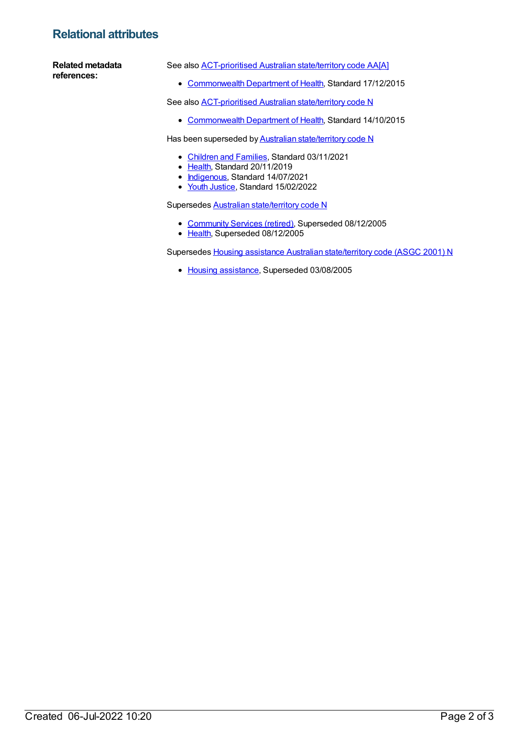## Relational attributes

**Related metadata references:**

See also ACT-prioritised Australian state/territory code AA[A]

- Commonwealth Department of Health, Standard 17/12/2015

See also ACT-prioritised Australian state/territory code N

- Commonwealth Department of Health, Standard 14/10/2015

Has been superseded by Australian state/territory code N

- Children and Families, Standard 03/11/2021
- Health, Standard 20/11/2019
- Indigenous, Standard 14/07/2021
- Youth Justice, Standard 15/02/2022

Supersedes Australian state/territory code N

- Community Services (retired), Superseded 08/12/2005
- Health, Superseded 08/12/2005

Supersedes Housing assistance Australian state/territory code (ASGC 2001) N

- Housing assistance, Superseded 03/08/2005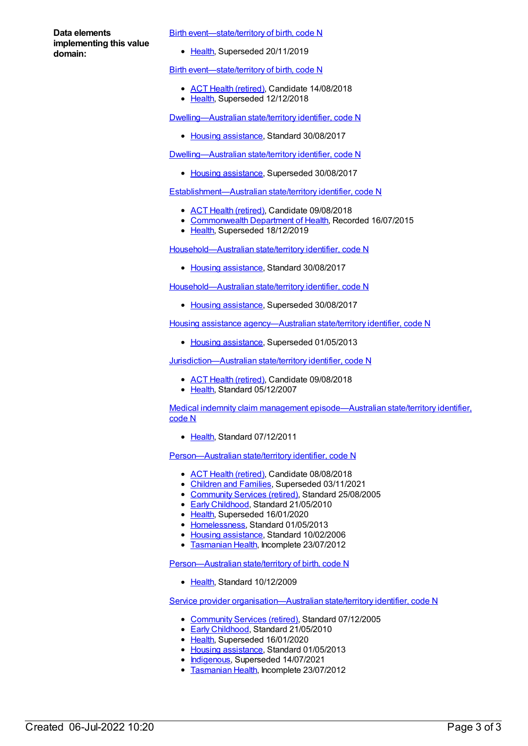**Data elements implementing this value domain:**

Birth event—state/territory of birth, code N

- Health, Superseded 20/11/2019

Birth event—state/territory of birth, code N

- ACT Health (retired), Candidate 14/08/2018
- Health, Superseded 12/12/2018

Dwelling—Australian state/territory identifier, code N

- Housing assistance, Standard 30/08/2017

Dwelling—Australian state/territory identifier, code N

- Housing assistance, Superseded 30/08/2017

Establishment—Australian state/territory identifier, code N

- ACT Health (retired), Candidate 09/08/2018
- Commonwealth Department of Health, Recorded 16/07/2015
- Health, Superseded 18/12/2019

Household—Australian state/territory identifier, code N

- Housing assistance, Standard 30/08/2017

Household—Australian state/territory identifier, code N

- Housing assistance, Superseded 30/08/2017

Housing assistance agency—Australian state/territory identifier, code N

- Housing assistance, Superseded 01/05/2013

Jurisdiction—Australian state/territory identifier, code N

- ACT Health (retired), Candidate 09/08/2018
- Health, Standard 05/12/2007

Medical indemnity claim management episode—Australian state/territory identifier, code N

- Health, Standard 07/12/2011

Person—Australian state/territory identifier, code N

- ACT Health (retired), Candidate 08/08/2018
- Children and Families, Superseded 03/11/2021
- Community Services (retired), Standard 25/08/2005
- Early Childhood, Standard 21/05/2010
- Health, Superseded 16/01/2020
- Homelessness, Standard 01/05/2013
- Housing assistance, Standard 10/02/2006
- Tasmanian Health, Incomplete 23/07/2012

Person—Australian state/territory of birth, code N

- Health, Standard 10/12/2009

Service provider organisation—Australian state/territory identifier, code N

- Community Services (retired), Standard 07/12/2005
- Early Childhood, Standard 21/05/2010
- Health, Superseded 16/01/2020
- Housing assistance, Standard 01/05/2013
- Indigenous, Superseded 14/07/2021
- Tasmanian Health, Incomplete 23/07/2012

Created 06-Jul-2022 10:20